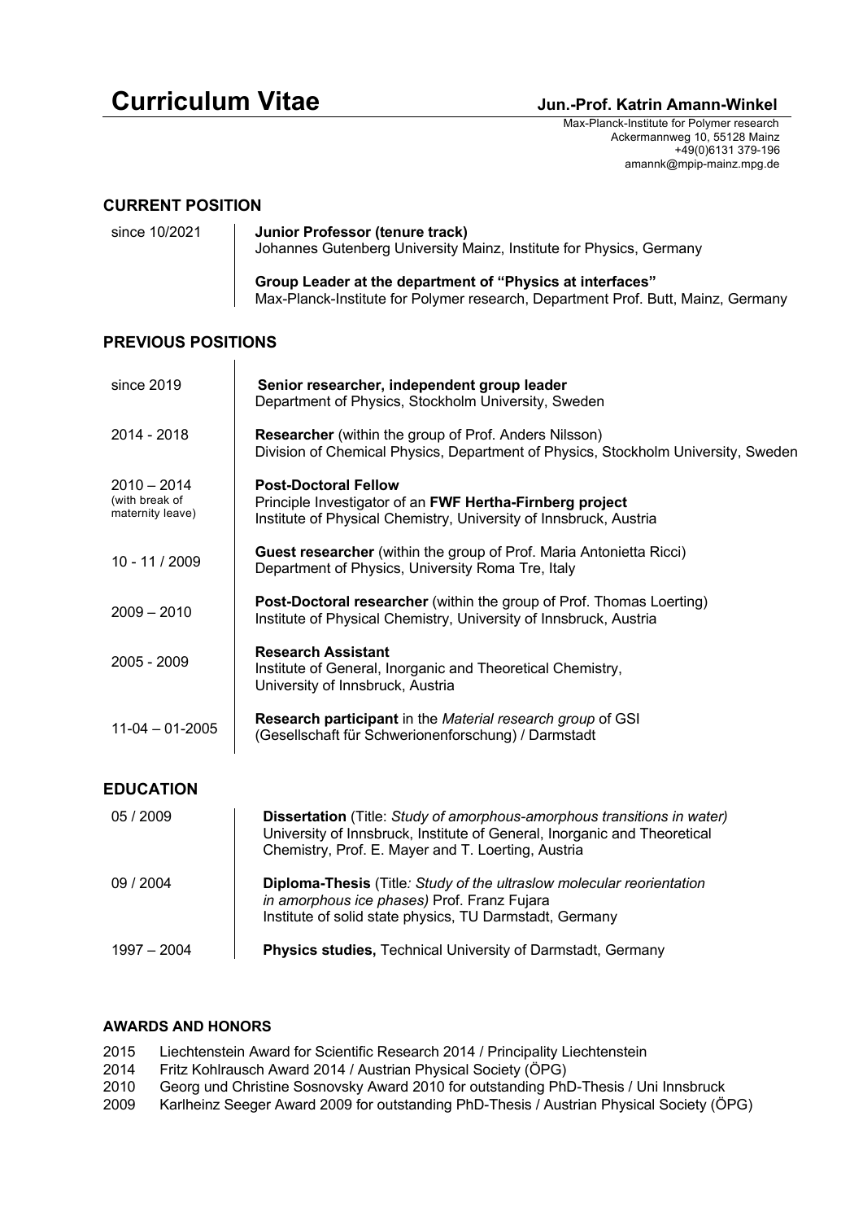# Curriculum Vitae

**Jun.-Prof. Katrin Amann-Winkel**

Max-Planck-Institute for Polymer research
Ackermannweg 10, 55128 Mainz
+49(0)6131 379-196
amannk@mpip-mainz.mpg.de

## CURRENT POSITION

| | |
|---|---|
| since 10/2021 | **Junior Professor (tenure track)**<br>Johannes Gutenberg University Mainz, Institute for Physics, Germany<br><br>**Group Leader at the department of "Physics at interfaces"**<br>Max-Planck-Institute for Polymer research, Department Prof. Butt, Mainz, Germany |

## PREVIOUS POSITIONS

| | |
|---|---|
| since 2019 | **Senior researcher, independent group leader**<br>Department of Physics, Stockholm University, Sweden |
| 2014 - 2018 | **Researcher** (within the group of Prof. Anders Nilsson)<br>Division of Chemical Physics, Department of Physics, Stockholm University, Sweden |
| 2010 – 2014<br>(with break of maternity leave) | **Post-Doctoral Fellow**<br>Principle Investigator of an **FWF Hertha-Firnberg project**<br>Institute of Physical Chemistry, University of Innsbruck, Austria |
| 10 - 11 / 2009 | **Guest researcher** (within the group of Prof. Maria Antonietta Ricci)<br>Department of Physics, University Roma Tre, Italy |
| 2009 – 2010 | **Post-Doctoral researcher** (within the group of Prof. Thomas Loerting)<br>Institute of Physical Chemistry, University of Innsbruck, Austria |
| 2005 - 2009 | **Research Assistant**<br>Institute of General, Inorganic and Theoretical Chemistry,<br>University of Innsbruck, Austria |
| 11-04 – 01-2005 | **Research participant** in the *Material research group* of GSI<br>(Gesellschaft für Schwerionenforschung) / Darmstadt |

## EDUCATION

| | |
|---|---|
| 05 / 2009 | **Dissertation** (Title: *Study of amorphous-amorphous transitions in water)*<br>University of Innsbruck, Institute of General, Inorganic and Theoretical Chemistry, Prof. E. Mayer and T. Loerting, Austria |
| 09 / 2004 | **Diploma-Thesis** (Title*: Study of the ultraslow molecular reorientation in amorphous ice phases)* Prof. Franz Fujara<br>Institute of solid state physics, TU Darmstadt, Germany |
| 1997 – 2004 | **Physics studies,** Technical University of Darmstadt, Germany |

### AWARDS AND HONORS

2015 Liechtenstein Award for Scientific Research 2014 / Principality Liechtenstein
2014 Fritz Kohlrausch Award 2014 / Austrian Physical Society (ÖPG)
2010 Georg und Christine Sosnovsky Award 2010 for outstanding PhD-Thesis / Uni Innsbruck
2009 Karlheinz Seeger Award 2009 for outstanding PhD-Thesis / Austrian Physical Society (ÖPG)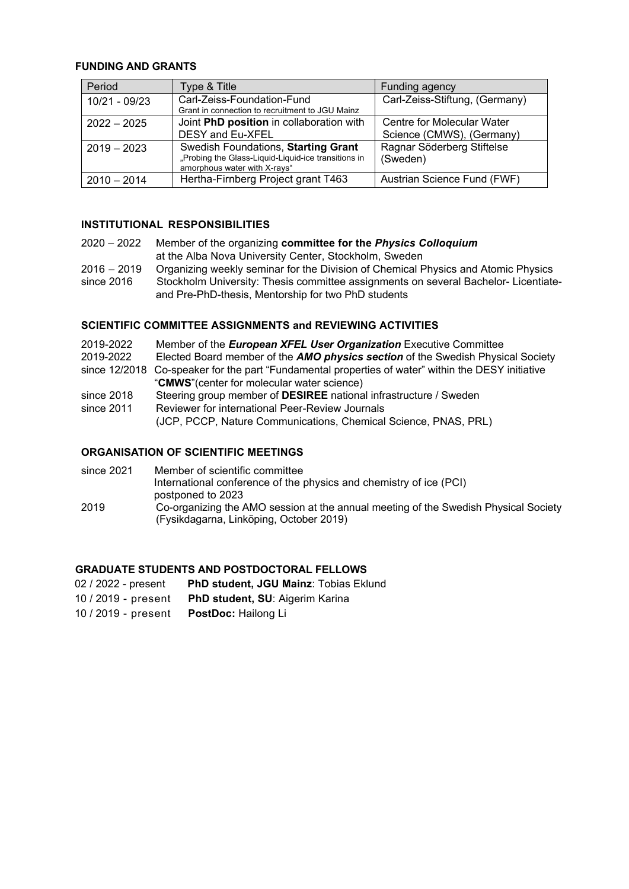**FUNDING AND GRANTS**

| Period | Type & Title | Funding agency |
|---|---|---|
| 10/21 - 09/23 | Carl-Zeiss-Foundation-Fund<br>Grant in connection to recruitment to JGU Mainz | Carl-Zeiss-Stiftung, (Germany) |
| 2022 – 2025 | Joint **PhD position** in collaboration with DESY and Eu-XFEL | Centre for Molecular Water Science (CMWS), (Germany) |
| 2019 – 2023 | Swedish Foundations, **Starting Grant**<br>„Probing the Glass-Liquid-Liquid-ice transitions in amorphous water with X-rays“ | Ragnar Söderberg Stiftelse (Sweden) |
| 2010 – 2014 | Hertha-Firnberg Project grant T463 | Austrian Science Fund (FWF) |

**INSTITUTIONAL RESPONSIBILITIES**

2020 – 2022 Member of the organizing **committee for the *Physics Colloquium*** at the Alba Nova University Center, Stockholm, Sweden

2016 – 2019 Organizing weekly seminar for the Division of Chemical Physics and Atomic Physics

since 2016 Stockholm University: Thesis committee assignments on several Bachelor- Licentiate- and Pre-PhD-thesis, Mentorship for two PhD students

**SCIENTIFIC COMMITTEE ASSIGNMENTS and REVIEWING ACTIVITIES**

2019-2022 Member of the ***European XFEL User Organization*** Executive Committee

2019-2022 Elected Board member of the ***AMO physics section*** of the Swedish Physical Society

since 12/2018 Co-speaker for the part "Fundamental properties of water" within the DESY initiative "**CMWS**"(center for molecular water science)

since 2018 Steering group member of **DESIREE** national infrastructure / Sweden

since 2011 Reviewer for international Peer-Review Journals (JCP, PCCP, Nature Communications, Chemical Science, PNAS, PRL)

**ORGANISATION OF SCIENTIFIC MEETINGS**

since 2021 Member of scientific committee
International conference of the physics and chemistry of ice (PCI)
postponed to 2023

2019 Co-organizing the AMO session at the annual meeting of the Swedish Physical Society (Fysikdagarna, Linköping, October 2019)

**GRADUATE STUDENTS AND POSTDOCTORAL FELLOWS**

02 / 2022 - present **PhD student, JGU Mainz**: Tobias Eklund

10 / 2019 - present **PhD student, SU**: Aigerim Karina

10 / 2019 - present **PostDoc:** Hailong Li